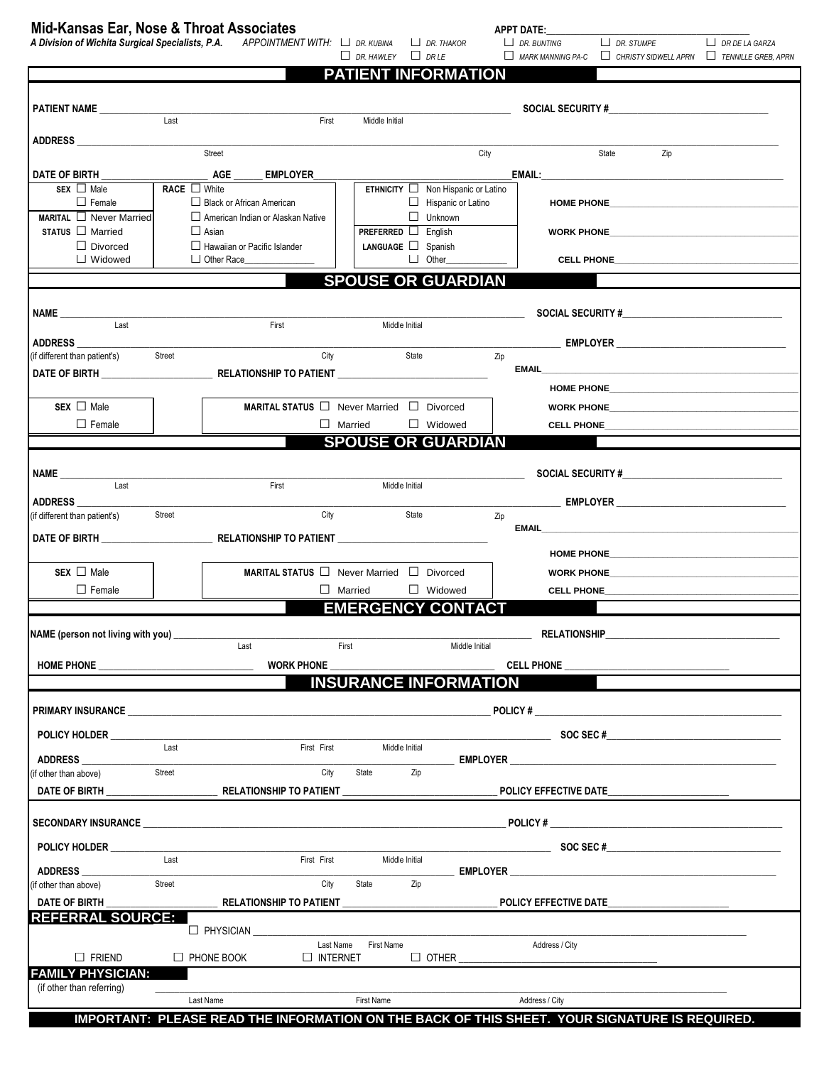# Mid-Kansas Ear, Nose & Throat Associates

*A Division of Wichita Surgical Specialists, P.A.*

*APPOINTMENT WITH:* ☐ DR. KUBINA ☐ DR. THAKOR ☐ DR. HAWLEY ☐ DR LE ☐ DR. BUNTING ☐ DR. STUMPE ☐ DR DE LA GARZA ☐ MARK MANNING PA-C ☐ CHRISTY SIDWELL APRN ☐ TENNILLE GREB, APRN

**APPT DATE:**\_\_\_\_\_\_\_\_\_\_\_\_\_\_\_\_\_\_\_\_

## PATIENT INFORMATION

**PATIENT NAME** \_\_\_\_\_\_\_\_\_\_\_\_\_\_\_\_\_\_\_\_ (Last / First / Middle Initial) **SOCIAL SECURITY #**\_\_\_\_\_\_\_\_\_\_\_\_\_\_\_\_

**ADDRESS** \_\_\_\_\_\_\_\_\_\_\_\_\_\_\_\_\_\_\_\_ (Street / City / State / Zip)

**DATE OF BIRTH** \_\_\_\_\_\_\_\_ **AGE** \_\_\_\_ **EMPLOYER**\_\_\_\_\_\_\_\_\_\_\_\_ **EMAIL:**\_\_\_\_\_\_\_\_\_\_\_\_

**SEX** ☐ Male ☐ Female

**MARITAL STATUS** ☐ Never Married ☐ Married ☐ Divorced ☐ Widowed

**RACE** ☐ White ☐ Black or African American ☐ American Indian or Alaskan Native ☐ Asian ☐ Hawaiian or Pacific Islander ☐ Other Race\_\_\_\_\_\_\_\_

**ETHNICITY** ☐ Non Hispanic or Latino ☐ Hispanic or Latino ☐ Unknown

**PREFERRED LANGUAGE** ☐ English ☐ Spanish ☐ Other\_\_\_\_\_\_\_\_

**HOME PHONE**\_\_\_\_\_\_\_\_\_\_\_\_

**WORK PHONE**\_\_\_\_\_\_\_\_\_\_\_\_

**CELL PHONE**\_\_\_\_\_\_\_\_\_\_\_\_

## SPOUSE OR GUARDIAN

**NAME** \_\_\_\_\_\_\_\_\_\_\_\_\_\_\_\_\_\_\_\_ (Last / First / Middle Initial) **SOCIAL SECURITY #**\_\_\_\_\_\_\_\_\_\_\_\_\_\_\_\_

**ADDRESS** (if different than patient's) \_\_\_\_\_\_\_\_\_\_\_\_\_\_\_\_\_\_\_\_ (Street / City / State / Zip) **EMPLOYER** \_\_\_\_\_\_\_\_\_\_\_\_

**DATE OF BIRTH** \_\_\_\_\_\_\_\_ **RELATIONSHIP TO PATIENT** \_\_\_\_\_\_\_\_\_\_\_\_ **EMAIL**\_\_\_\_\_\_\_\_\_\_\_\_

**HOME PHONE**\_\_\_\_\_\_\_\_\_\_\_\_

**SEX** ☐ Male ☐ Female

**MARITAL STATUS** ☐ Never Married ☐ Divorced ☐ Married ☐ Widowed

**WORK PHONE**\_\_\_\_\_\_\_\_\_\_\_\_

**CELL PHONE**\_\_\_\_\_\_\_\_\_\_\_\_

## SPOUSE OR GUARDIAN

**NAME** \_\_\_\_\_\_\_\_\_\_\_\_\_\_\_\_\_\_\_\_ (Last / First / Middle Initial) **SOCIAL SECURITY #**\_\_\_\_\_\_\_\_\_\_\_\_\_\_\_\_

**ADDRESS** (if different than patient's) \_\_\_\_\_\_\_\_\_\_\_\_\_\_\_\_\_\_\_\_ (Street / City / State / Zip) **EMPLOYER** \_\_\_\_\_\_\_\_\_\_\_\_

**DATE OF BIRTH** \_\_\_\_\_\_\_\_ **RELATIONSHIP TO PATIENT** \_\_\_\_\_\_\_\_\_\_\_\_ **EMAIL**\_\_\_\_\_\_\_\_\_\_\_\_

**HOME PHONE**\_\_\_\_\_\_\_\_\_\_\_\_

**SEX** ☐ Male ☐ Female

**MARITAL STATUS** ☐ Never Married ☐ Divorced ☐ Married ☐ Widowed

**WORK PHONE**\_\_\_\_\_\_\_\_\_\_\_\_

**CELL PHONE**\_\_\_\_\_\_\_\_\_\_\_\_

## EMERGENCY CONTACT

**NAME (person not living with you)** \_\_\_\_\_\_\_\_\_\_\_\_\_\_\_\_\_\_\_\_ (Last / First / Middle Initial) **RELATIONSHIP**\_\_\_\_\_\_\_\_\_\_\_\_

**HOME PHONE** \_\_\_\_\_\_\_\_\_\_\_\_ **WORK PHONE** \_\_\_\_\_\_\_\_\_\_\_\_ **CELL PHONE** \_\_\_\_\_\_\_\_\_\_\_\_

## INSURANCE INFORMATION

**PRIMARY INSURANCE** \_\_\_\_\_\_\_\_\_\_\_\_\_\_\_\_\_\_\_\_ **POLICY #** \_\_\_\_\_\_\_\_\_\_\_\_

**POLICY HOLDER** \_\_\_\_\_\_\_\_\_\_\_\_\_\_\_\_\_\_\_\_ (Last / First First / Middle Initial) **SOC SEC #**\_\_\_\_\_\_\_\_\_\_\_\_

**ADDRESS** (if other than above) \_\_\_\_\_\_\_\_\_\_\_\_\_\_\_\_\_\_\_\_ (Street / City / State / Zip) **EMPLOYER** \_\_\_\_\_\_\_\_\_\_\_\_

**DATE OF BIRTH** \_\_\_\_\_\_\_\_ **RELATIONSHIP TO PATIENT** \_\_\_\_\_\_\_\_\_\_\_\_ **POLICY EFFECTIVE DATE**\_\_\_\_\_\_\_\_\_\_\_\_

**SECONDARY INSURANCE** \_\_\_\_\_\_\_\_\_\_\_\_\_\_\_\_\_\_\_\_ **POLICY #** \_\_\_\_\_\_\_\_\_\_\_\_

**POLICY HOLDER** \_\_\_\_\_\_\_\_\_\_\_\_\_\_\_\_\_\_\_\_ (Last / First First / Middle Initial) **SOC SEC #**\_\_\_\_\_\_\_\_\_\_\_\_

**ADDRESS** (if other than above) \_\_\_\_\_\_\_\_\_\_\_\_\_\_\_\_\_\_\_\_ (Street / City / State / Zip) **EMPLOYER** \_\_\_\_\_\_\_\_\_\_\_\_

**DATE OF BIRTH** \_\_\_\_\_\_\_\_ **RELATIONSHIP TO PATIENT** \_\_\_\_\_\_\_\_\_\_\_\_ **POLICY EFFECTIVE DATE**\_\_\_\_\_\_\_\_\_\_\_\_

## REFERRAL SOURCE:

☐ PHYSICIAN \_\_\_\_\_\_\_\_\_\_\_\_\_\_\_\_\_\_\_\_ (Last Name / First Name / Address / City)

☐ FRIEND ☐ PHONE BOOK ☐ INTERNET ☐ OTHER \_\_\_\_\_\_\_\_\_\_\_\_

## FAMILY PHYSICIAN:

(if other than referring) \_\_\_\_\_\_\_\_\_\_\_\_\_\_\_\_\_\_\_\_ (Last Name / First Name / Address / City)

**IMPORTANT: PLEASE READ THE INFORMATION ON THE BACK OF THIS SHEET. YOUR SIGNATURE IS REQUIRED.**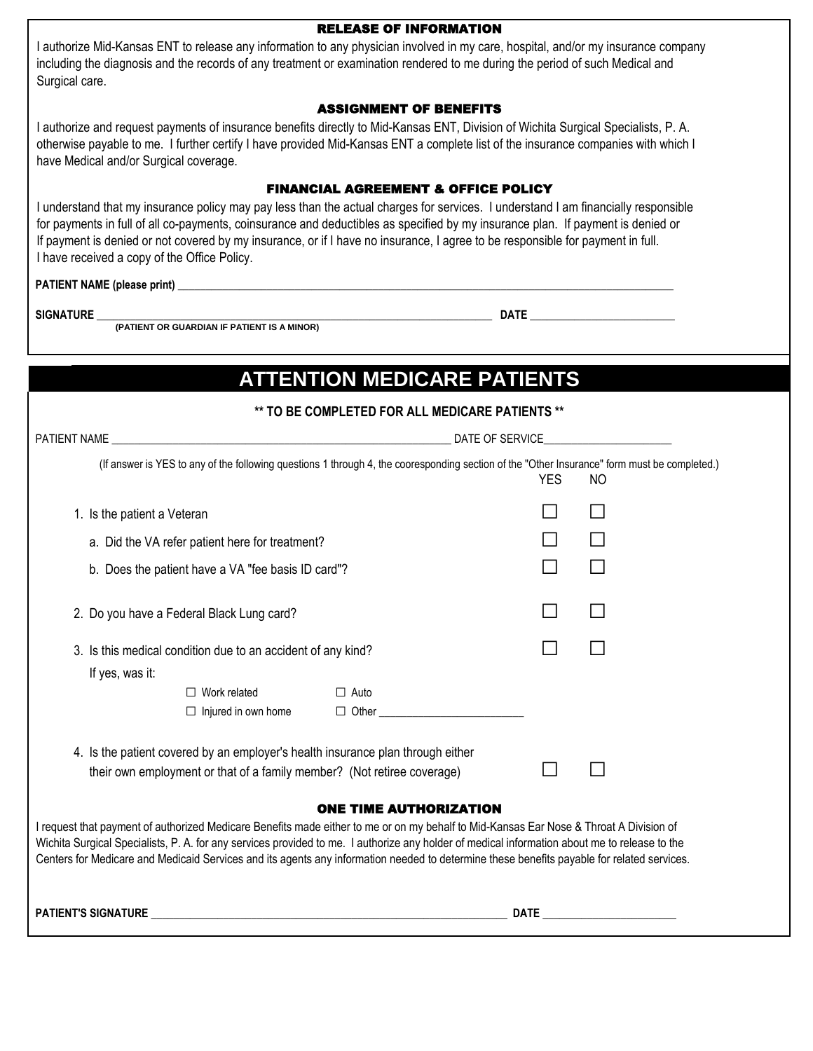## RELEASE OF INFORMATION

I authorize Mid-Kansas ENT to release any information to any physician involved in my care, hospital, and/or my insurance company including the diagnosis and the records of any treatment or examination rendered to me during the period of such Medical and Surgical care.

## ASSIGNMENT OF BENEFITS

I authorize and request payments of insurance benefits directly to Mid-Kansas ENT, Division of Wichita Surgical Specialists, P. A. otherwise payable to me. I further certify I have provided Mid-Kansas ENT a complete list of the insurance companies with which I have Medical and/or Surgical coverage.

## FINANCIAL AGREEMENT & OFFICE POLICY

I understand that my insurance policy may pay less than the actual charges for services. I understand I am financially responsible for payments in full of all co-payments, coinsurance and deductibles as specified by my insurance plan. If payment is denied or If payment is denied or not covered by my insurance, or if I have no insurance, I agree to be responsible for payment in full. I have received a copy of the Office Policy.

**PATIENT NAME (please print)** ____________________________________________

**SIGNATURE** ____________________________________________ **DATE** ____________________
**(PATIENT OR GUARDIAN IF PATIENT IS A MINOR)**

# ATTENTION MEDICARE PATIENTS

**\*\* TO BE COMPLETED FOR ALL MEDICARE PATIENTS \*\***

PATIENT NAME ____________________________________________ DATE OF SERVICE____________________

(If answer is YES to any of the following questions 1 through 4, the cooresponding section of the "Other Insurance" form must be completed.)

| | YES | NO |
|---|---|---|
| 1. Is the patient a Veteran | ☐ | ☐ |
| a. Did the VA refer patient here for treatment? | ☐ | ☐ |
| b. Does the patient have a VA "fee basis ID card"? | ☐ | ☐ |
| 2. Do you have a Federal Black Lung card? | ☐ | ☐ |
| 3. Is this medical condition due to an accident of any kind? | ☐ | ☐ |

If yes, was it:

☐ Work related ☐ Auto
☐ Injured in own home ☐ Other ____________________

| | YES | NO |
|---|---|---|
| 4. Is the patient covered by an employer's health insurance plan through either their own employment or that of a family member? (Not retiree coverage) | ☐ | ☐ |

## ONE TIME AUTHORIZATION

I request that payment of authorized Medicare Benefits made either to me or on my behalf to Mid-Kansas Ear Nose & Throat A Division of Wichita Surgical Specialists, P. A. for any services provided to me. I authorize any holder of medical information about me to release to the Centers for Medicare and Medicaid Services and its agents any information needed to determine these benefits payable for related services.

**PATIENT'S SIGNATURE** ____________________________________________ **DATE** ____________________